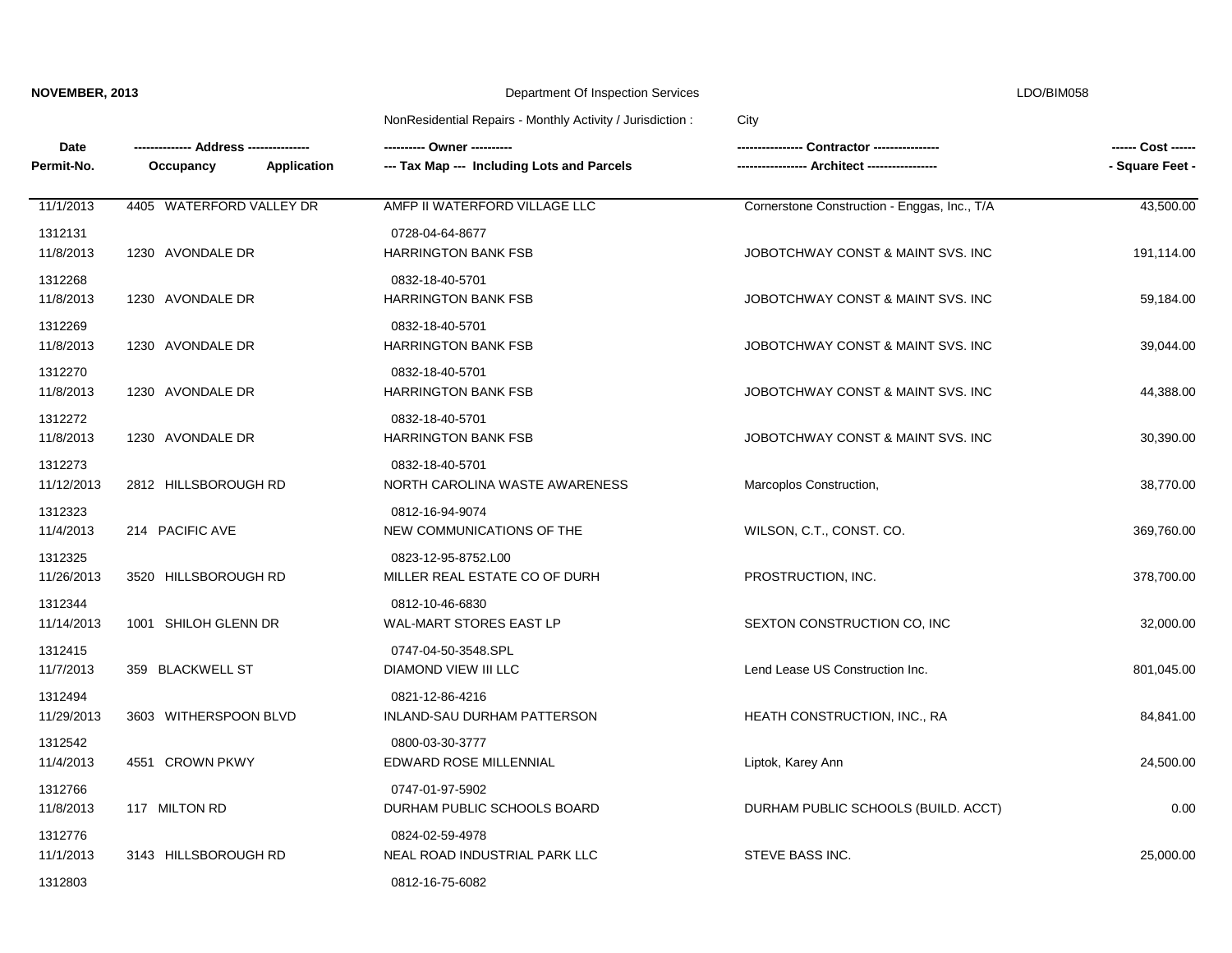**NOVEMBER, 2013** Department Of Inspection Services LDO/BIM058

NonResidential Repairs - Monthly Activity / Jurisdiction : City

| Date<br>Permit-No. | -------------- Address --------------<br>Occupancy Application | ---------- Owner ----------<br>--- Tax Map --- Including Lots and Parcels | ---------------- Contractor ----------------<br>---------------- Architect ---------------- | ------ Cost ------<br>- Square Feet - |
|---|---|---|---|---|
| 11/1/2013<br>1312131 | 4405 WATERFORD VALLEY DR | AMFP II WATERFORD VILLAGE LLC<br>0728-04-64-8677 | Cornerstone Construction - Enggas, Inc., T/A | 43,500.00 |
| 11/8/2013<br>1312268 | 1230 AVONDALE DR | HARRINGTON BANK FSB<br>0832-18-40-5701 | JOBOTCHWAY CONST & MAINT SVS. INC | 191,114.00 |
| 11/8/2013<br>1312269 | 1230 AVONDALE DR | HARRINGTON BANK FSB<br>0832-18-40-5701 | JOBOTCHWAY CONST & MAINT SVS. INC | 59,184.00 |
| 11/8/2013<br>1312270 | 1230 AVONDALE DR | HARRINGTON BANK FSB<br>0832-18-40-5701 | JOBOTCHWAY CONST & MAINT SVS. INC | 39,044.00 |
| 11/8/2013<br>1312272 | 1230 AVONDALE DR | HARRINGTON BANK FSB<br>0832-18-40-5701 | JOBOTCHWAY CONST & MAINT SVS. INC | 44,388.00 |
| 11/8/2013<br>1312273 | 1230 AVONDALE DR | HARRINGTON BANK FSB<br>0832-18-40-5701 | JOBOTCHWAY CONST & MAINT SVS. INC | 30,390.00 |
| 11/12/2013<br>1312323 | 2812 HILLSBOROUGH RD | NORTH CAROLINA WASTE AWARENESS<br>0812-16-94-9074 | Marcoplos Construction, | 38,770.00 |
| 11/4/2013<br>1312325 | 214 PACIFIC AVE | NEW COMMUNICATIONS OF THE<br>0823-12-95-8752.L00 | WILSON, C.T., CONST. CO. | 369,760.00 |
| 11/26/2013<br>1312344 | 3520 HILLSBOROUGH RD | MILLER REAL ESTATE CO OF DURH<br>0812-10-46-6830 | PROSTRUCTION, INC. | 378,700.00 |
| 11/14/2013<br>1312415 | 1001 SHILOH GLENN DR | WAL-MART STORES EAST LP<br>0747-04-50-3548.SPL | SEXTON CONSTRUCTION CO, INC | 32,000.00 |
| 11/7/2013<br>1312494 | 359 BLACKWELL ST | DIAMOND VIEW III LLC<br>0821-12-86-4216 | Lend Lease US Construction Inc. | 801,045.00 |
| 11/29/2013<br>1312542 | 3603 WITHERSPOON BLVD | INLAND-SAU DURHAM PATTERSON<br>0800-03-30-3777 | HEATH CONSTRUCTION, INC., RA | 84,841.00 |
| 11/4/2013<br>1312766 | 4551 CROWN PKWY | EDWARD ROSE MILLENNIAL<br>0747-01-97-5902 | Liptok, Karey Ann | 24,500.00 |
| 11/8/2013<br>1312776 | 117 MILTON RD | DURHAM PUBLIC SCHOOLS BOARD<br>0824-02-59-4978 | DURHAM PUBLIC SCHOOLS (BUILD. ACCT) | 0.00 |
| 11/1/2013<br>1312803 | 3143 HILLSBOROUGH RD | NEAL ROAD INDUSTRIAL PARK LLC<br>0812-16-75-6082 | STEVE BASS INC. | 25,000.00 |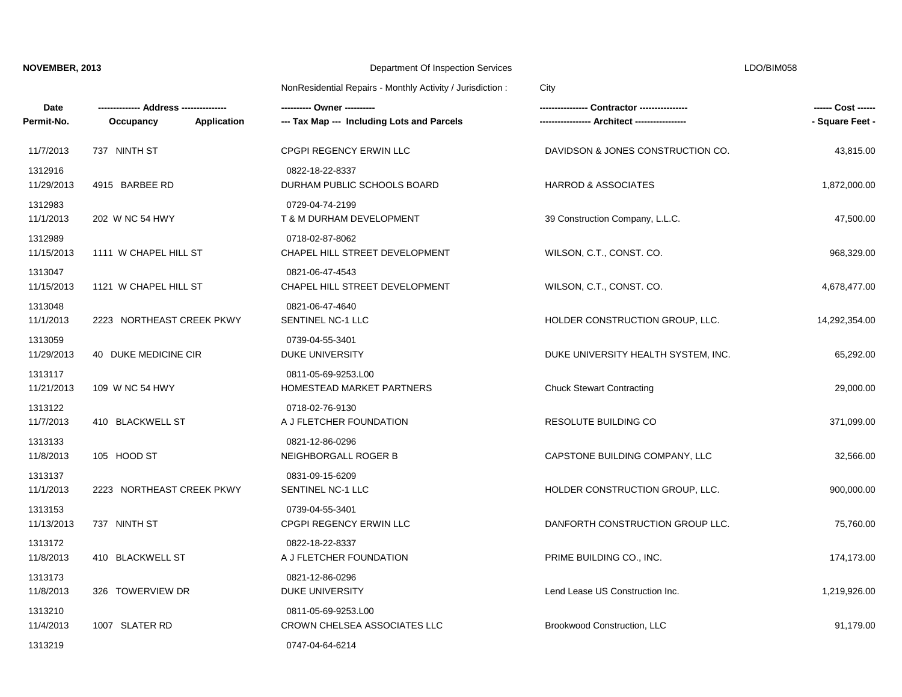NonResidential Repairs - Monthly Activity / Jurisdiction : City

| Date / Permit-No. | Address / Occupancy / Application | Owner / Tax Map (Including Lots and Parcels) | Contractor / Architect | Cost / Square Feet |
|---|---|---|---|---|
| 11/7/2013<br>1312916 | 737 NINTH ST | CPGPI REGENCY ERWIN LLC<br>0822-18-22-8337 | DAVIDSON & JONES CONSTRUCTION CO. | 43,815.00 |
| 11/29/2013<br>1312983 | 4915 BARBEE RD | DURHAM PUBLIC SCHOOLS BOARD<br>0729-04-74-2199 | HARROD & ASSOCIATES | 1,872,000.00 |
| 11/1/2013<br>1312989 | 202 W NC 54 HWY | T & M DURHAM DEVELOPMENT<br>0718-02-87-8062 | 39 Construction Company, L.L.C. | 47,500.00 |
| 11/15/2013<br>1313047 | 1111 W CHAPEL HILL ST | CHAPEL HILL STREET DEVELOPMENT<br>0821-06-47-4543 | WILSON, C.T., CONST. CO. | 968,329.00 |
| 11/15/2013<br>1313048 | 1121 W CHAPEL HILL ST | CHAPEL HILL STREET DEVELOPMENT<br>0821-06-47-4640 | WILSON, C.T., CONST. CO. | 4,678,477.00 |
| 11/1/2013<br>1313059 | 2223 NORTHEAST CREEK PKWY | SENTINEL NC-1 LLC<br>0739-04-55-3401 | HOLDER CONSTRUCTION GROUP, LLC. | 14,292,354.00 |
| 11/29/2013<br>1313117 | 40 DUKE MEDICINE CIR | DUKE UNIVERSITY<br>0811-05-69-9253.L00 | DUKE UNIVERSITY HEALTH SYSTEM, INC. | 65,292.00 |
| 11/21/2013<br>1313122 | 109 W NC 54 HWY | HOMESTEAD MARKET PARTNERS<br>0718-02-76-9130 | Chuck Stewart Contracting | 29,000.00 |
| 11/7/2013<br>1313133 | 410 BLACKWELL ST | A J FLETCHER FOUNDATION<br>0821-12-86-0296 | RESOLUTE BUILDING CO | 371,099.00 |
| 11/8/2013<br>1313137 | 105 HOOD ST | NEIGHBORGALL ROGER B<br>0831-09-15-6209 | CAPSTONE BUILDING COMPANY, LLC | 32,566.00 |
| 11/1/2013<br>1313153 | 2223 NORTHEAST CREEK PKWY | SENTINEL NC-1 LLC<br>0739-04-55-3401 | HOLDER CONSTRUCTION GROUP, LLC. | 900,000.00 |
| 11/13/2013<br>1313172 | 737 NINTH ST | CPGPI REGENCY ERWIN LLC<br>0822-18-22-8337 | DANFORTH CONSTRUCTION GROUP LLC. | 75,760.00 |
| 11/8/2013<br>1313173 | 410 BLACKWELL ST | A J FLETCHER FOUNDATION<br>0821-12-86-0296 | PRIME BUILDING CO., INC. | 174,173.00 |
| 11/8/2013<br>1313210 | 326 TOWERVIEW DR | DUKE UNIVERSITY<br>0811-05-69-9253.L00 | Lend Lease US Construction Inc. | 1,219,926.00 |
| 11/4/2013<br>1313219 | 1007 SLATER RD | CROWN CHELSEA ASSOCIATES LLC<br>0747-04-64-6214 | Brookwood Construction, LLC | 91,179.00 |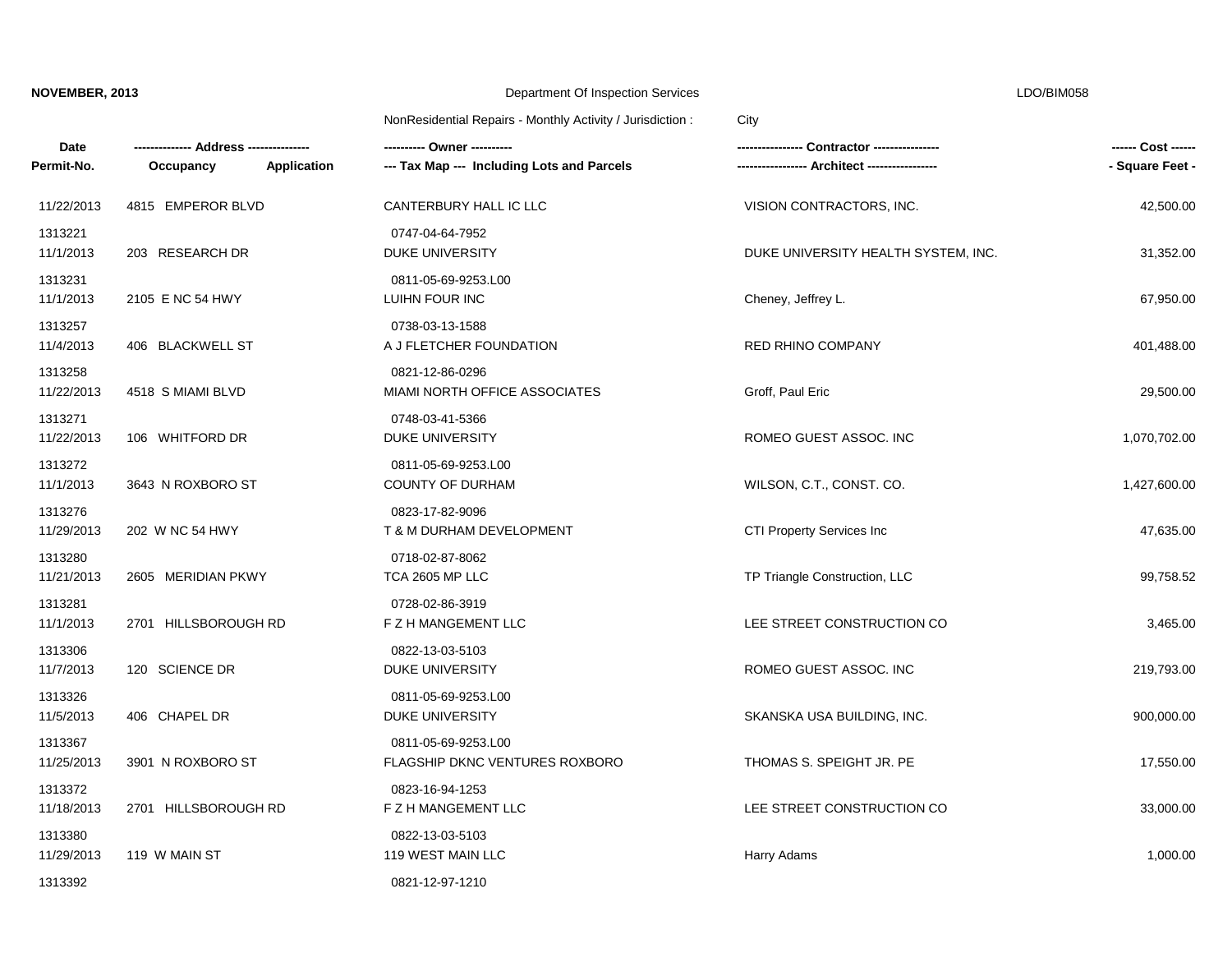**NOVEMBER, 2013** Department Of Inspection Services LDO/BIM058

NonResidential Repairs - Monthly Activity / Jurisdiction : City

| Date<br>Permit-No. | -------------- Address ---------------<br>Occupancy Application | ---------- Owner ----------<br>--- Tax Map --- Including Lots and Parcels | ---------------- Contractor ----------------<br>----------------- Architect ----------------- | ------ Cost ------<br>- Square Feet - |
|---|---|---|---|---|
| 11/22/2013<br>1313221 | 4815 EMPEROR BLVD | CANTERBURY HALL IC LLC<br>0747-04-64-7952 | VISION CONTRACTORS, INC. | 42,500.00 |
| 11/1/2013<br>1313231 | 203 RESEARCH DR | DUKE UNIVERSITY<br>0811-05-69-9253.L00 | DUKE UNIVERSITY HEALTH SYSTEM, INC. | 31,352.00 |
| 11/1/2013<br>1313257 | 2105 E NC 54 HWY | LUIHN FOUR INC<br>0738-03-13-1588 | Cheney, Jeffrey L. | 67,950.00 |
| 11/4/2013<br>1313258 | 406 BLACKWELL ST | A J FLETCHER FOUNDATION<br>0821-12-86-0296 | RED RHINO COMPANY | 401,488.00 |
| 11/22/2013<br>1313271 | 4518 S MIAMI BLVD | MIAMI NORTH OFFICE ASSOCIATES<br>0748-03-41-5366 | Groff, Paul Eric | 29,500.00 |
| 11/22/2013<br>1313272 | 106 WHITFORD DR | DUKE UNIVERSITY<br>0811-05-69-9253.L00 | ROMEO GUEST ASSOC. INC | 1,070,702.00 |
| 11/1/2013<br>1313276 | 3643 N ROXBORO ST | COUNTY OF DURHAM<br>0823-17-82-9096 | WILSON, C.T., CONST. CO. | 1,427,600.00 |
| 11/29/2013<br>1313280 | 202 W NC 54 HWY | T & M DURHAM DEVELOPMENT<br>0718-02-87-8062 | CTI Property Services Inc | 47,635.00 |
| 11/21/2013<br>1313281 | 2605 MERIDIAN PKWY | TCA 2605 MP LLC<br>0728-02-86-3919 | TP Triangle Construction, LLC | 99,758.52 |
| 11/1/2013<br>1313306 | 2701 HILLSBOROUGH RD | F Z H MANGEMENT LLC<br>0822-13-03-5103 | LEE STREET CONSTRUCTION CO | 3,465.00 |
| 11/7/2013<br>1313326 | 120 SCIENCE DR | DUKE UNIVERSITY<br>0811-05-69-9253.L00 | ROMEO GUEST ASSOC. INC | 219,793.00 |
| 11/5/2013<br>1313367 | 406 CHAPEL DR | DUKE UNIVERSITY<br>0811-05-69-9253.L00 | SKANSKA USA BUILDING, INC. | 900,000.00 |
| 11/25/2013<br>1313372 | 3901 N ROXBORO ST | FLAGSHIP DKNC VENTURES ROXBORO<br>0823-16-94-1253 | THOMAS S. SPEIGHT JR. PE | 17,550.00 |
| 11/18/2013<br>1313380 | 2701 HILLSBOROUGH RD | F Z H MANGEMENT LLC<br>0822-13-03-5103 | LEE STREET CONSTRUCTION CO | 33,000.00 |
| 11/29/2013<br>1313392 | 119 W MAIN ST | 119 WEST MAIN LLC<br>0821-12-97-1210 | Harry Adams | 1,000.00 |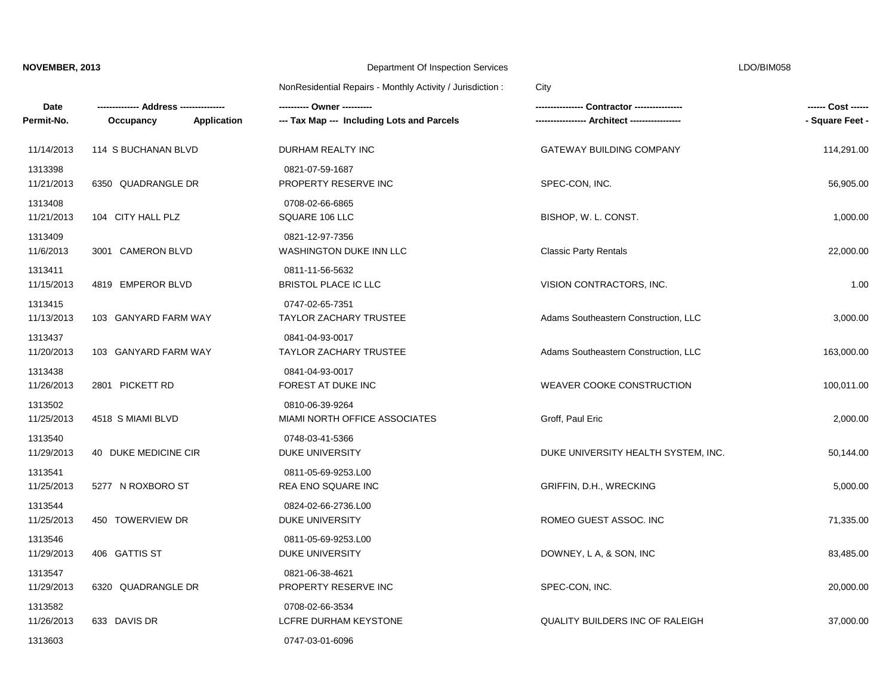**NOVEMBER, 2013** Department Of Inspection Services LDO/BIM058

NonResidential Repairs - Monthly Activity / Jurisdiction : City

| Date / Permit-No. | Address / Occupancy / Application | Owner / Tax Map (Including Lots and Parcels) | Contractor / Architect | Cost / Square Feet |
|---|---|---|---|---|
| 11/14/2013<br>1313398 | 114 S BUCHANAN BLVD | DURHAM REALTY INC<br>0821-07-59-1687 | GATEWAY BUILDING COMPANY | 114,291.00 |
| 11/21/2013<br>1313408 | 6350 QUADRANGLE DR | PROPERTY RESERVE INC<br>0708-02-66-6865 | SPEC-CON, INC. | 56,905.00 |
| 11/21/2013<br>1313409 | 104 CITY HALL PLZ | SQUARE 106 LLC<br>0821-12-97-7356 | BISHOP, W. L. CONST. | 1,000.00 |
| 11/6/2013<br>1313411 | 3001 CAMERON BLVD | WASHINGTON DUKE INN LLC<br>0811-11-56-5632 | Classic Party Rentals | 22,000.00 |
| 11/15/2013<br>1313415 | 4819 EMPEROR BLVD | BRISTOL PLACE IC LLC<br>0747-02-65-7351 | VISION CONTRACTORS, INC. | 1.00 |
| 11/13/2013<br>1313437 | 103 GANYARD FARM WAY | TAYLOR ZACHARY TRUSTEE<br>0841-04-93-0017 | Adams Southeastern Construction, LLC | 3,000.00 |
| 11/20/2013<br>1313438 | 103 GANYARD FARM WAY | TAYLOR ZACHARY TRUSTEE<br>0841-04-93-0017 | Adams Southeastern Construction, LLC | 163,000.00 |
| 11/26/2013<br>1313502 | 2801 PICKETT RD | FOREST AT DUKE INC<br>0810-06-39-9264 | WEAVER COOKE CONSTRUCTION | 100,011.00 |
| 11/25/2013<br>1313540 | 4518 S MIAMI BLVD | MIAMI NORTH OFFICE ASSOCIATES<br>0748-03-41-5366 | Groff, Paul Eric | 2,000.00 |
| 11/29/2013<br>1313541 | 40 DUKE MEDICINE CIR | DUKE UNIVERSITY<br>0811-05-69-9253.L00 | DUKE UNIVERSITY HEALTH SYSTEM, INC. | 50,144.00 |
| 11/25/2013<br>1313544 | 5277 N ROXBORO ST | REA ENO SQUARE INC<br>0824-02-66-2736.L00 | GRIFFIN, D.H., WRECKING | 5,000.00 |
| 11/25/2013<br>1313546 | 450 TOWERVIEW DR | DUKE UNIVERSITY<br>0811-05-69-9253.L00 | ROMEO GUEST ASSOC. INC | 71,335.00 |
| 11/29/2013<br>1313547 | 406 GATTIS ST | DUKE UNIVERSITY<br>0821-06-38-4621 | DOWNEY, L A, & SON, INC | 83,485.00 |
| 11/29/2013<br>1313582 | 6320 QUADRANGLE DR | PROPERTY RESERVE INC<br>0708-02-66-3534 | SPEC-CON, INC. | 20,000.00 |
| 11/26/2013<br>1313603 | 633 DAVIS DR | LCFRE DURHAM KEYSTONE<br>0747-03-01-6096 | QUALITY BUILDERS INC OF RALEIGH | 37,000.00 |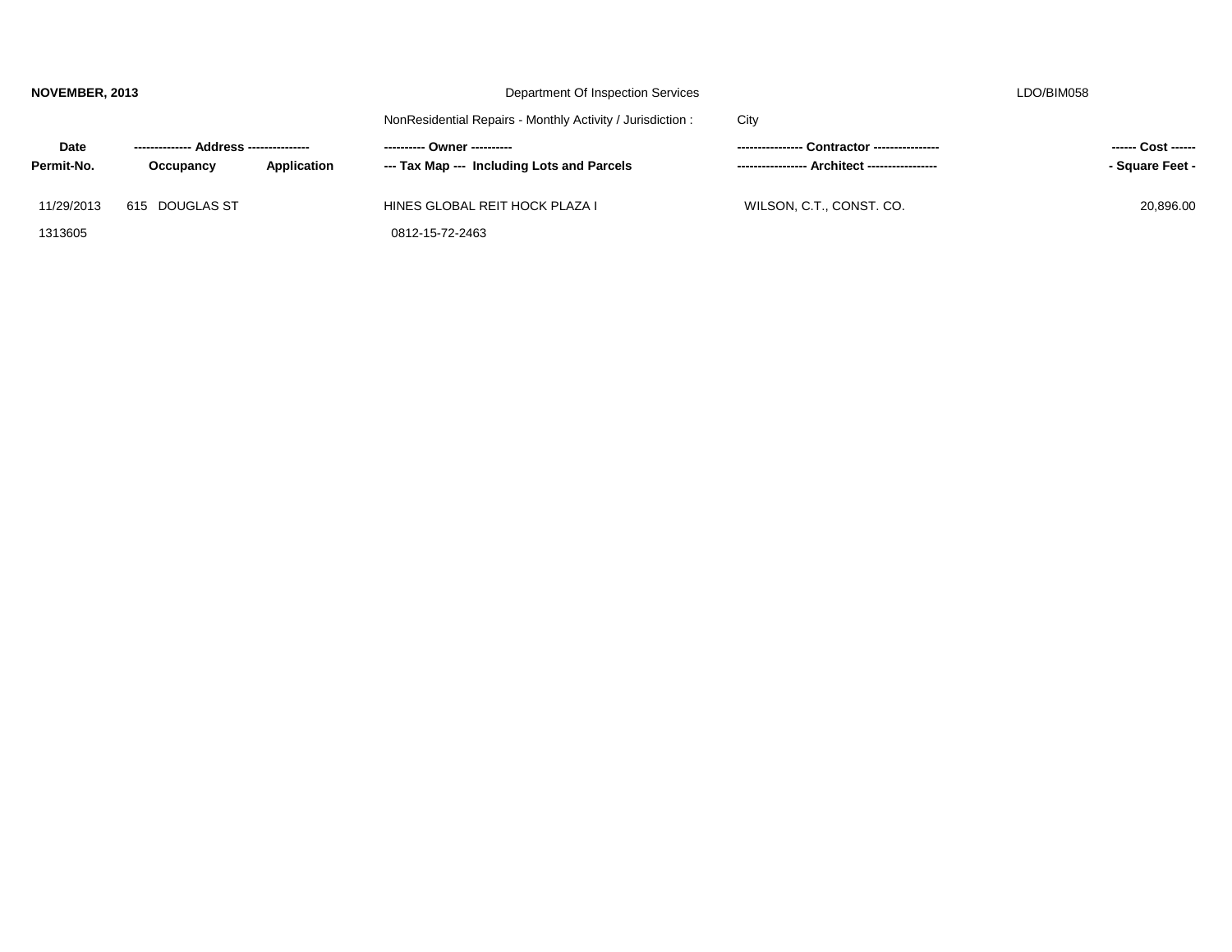NOVEMBER, 2013 | Department Of Inspection Services | LDO/BIM058

NonResidential Repairs - Monthly Activity / Jurisdiction : City

| Date<br>Permit-No. | -------------- Address ---------------<br>Occupancy | <br>Application | ---------- Owner ----------<br>--- Tax Map --- Including Lots and Parcels | ---------------- Contractor ----------------<br>----------------- Architect ----------------- | ------ Cost ------<br>- Square Feet - |
|---|---|---|---|---|---|
| 11/29/2013<br>1313605 | 615 DOUGLAS ST | | HINES GLOBAL REIT HOCK PLAZA I<br>0812-15-72-2463 | WILSON, C.T., CONST. CO. | 20,896.00 |